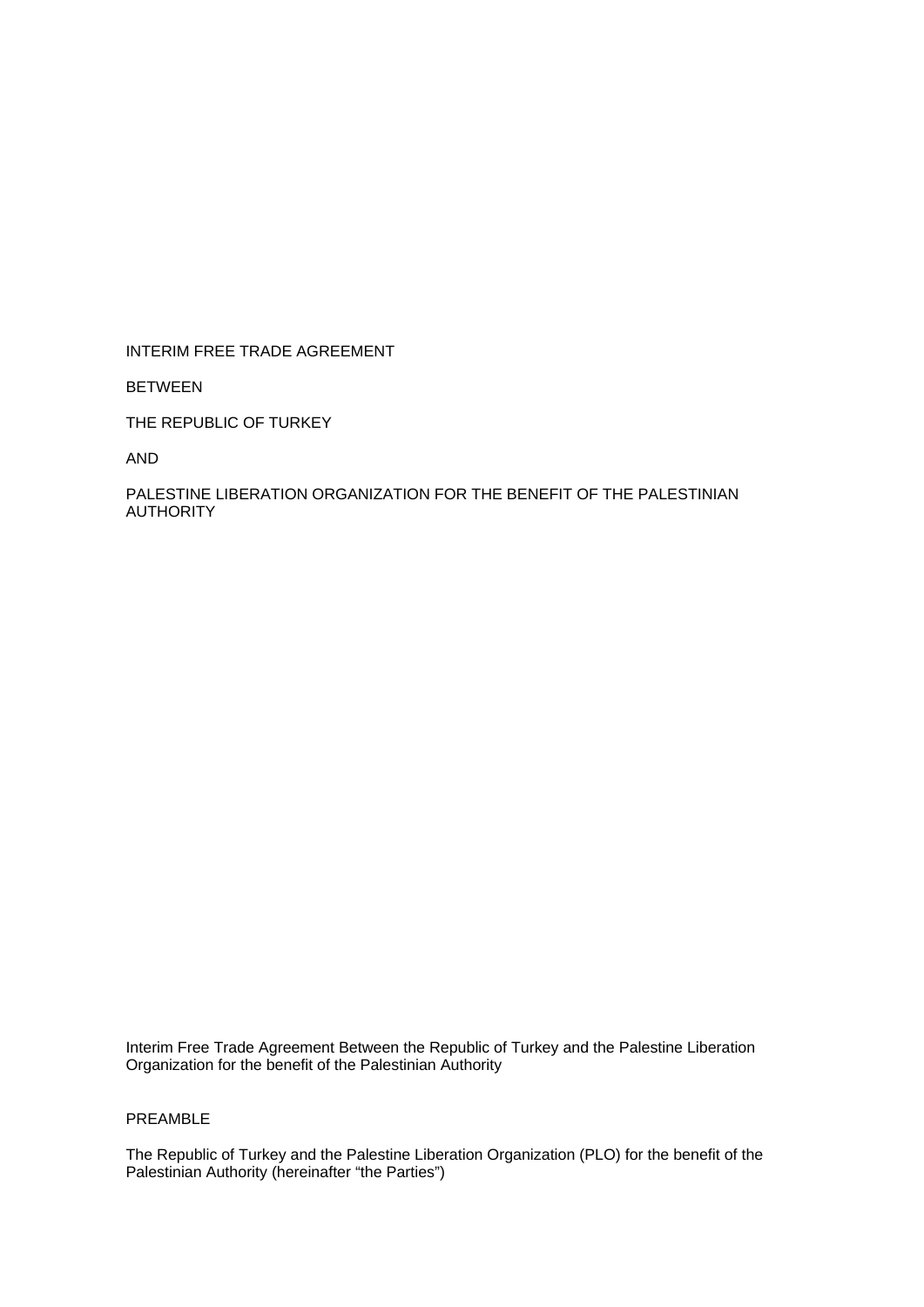# INTERIM FREE TRADE AGREEMENT

BETWEEN

THE REPUBLIC OF TURKEY

AND

PALESTINE LIBERATION ORGANIZATION FOR THE BENEFIT OF THE PALESTINIAN AUTHORITY

Interim Free Trade Agreement Between the Republic of Turkey and the Palestine Liberation Organization for the benefit of the Palestinian Authority

## PREAMBLE

The Republic of Turkey and the Palestine Liberation Organization (PLO) for the benefit of the Palestinian Authority (hereinafter “the Parties”)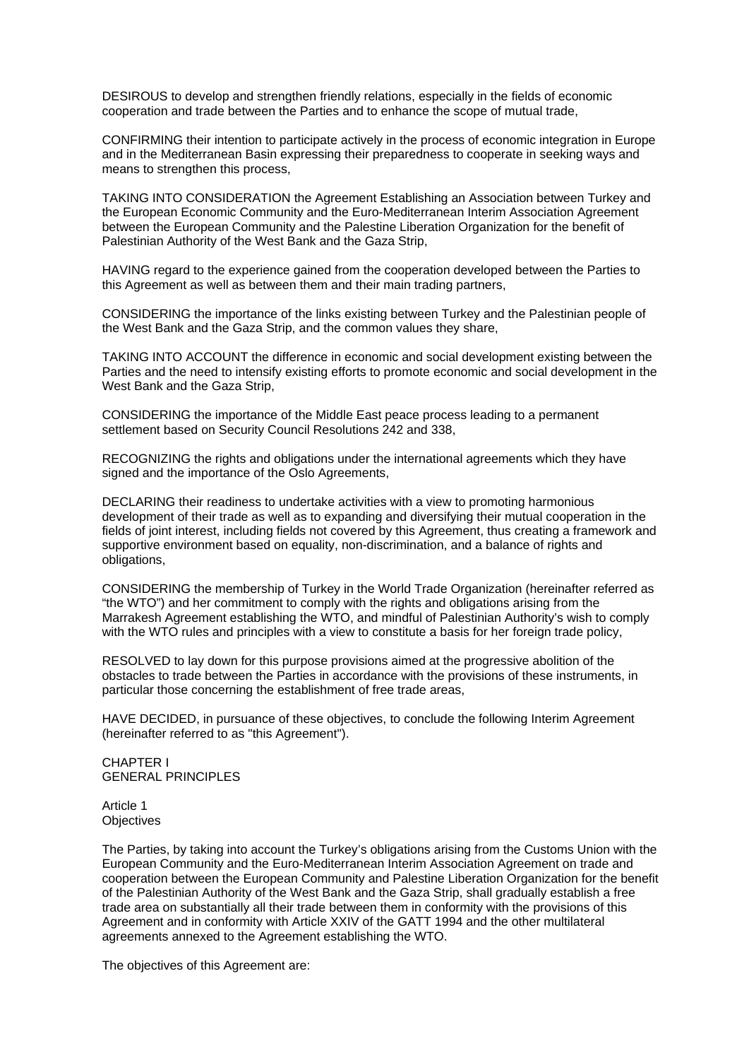DESIROUS to develop and strengthen friendly relations, especially in the fields of economic cooperation and trade between the Parties and to enhance the scope of mutual trade,

CONFIRMING their intention to participate actively in the process of economic integration in Europe and in the Mediterranean Basin expressing their preparedness to cooperate in seeking ways and means to strengthen this process,

TAKING INTO CONSIDERATION the Agreement Establishing an Association between Turkey and the European Economic Community and the Euro-Mediterranean Interim Association Agreement between the European Community and the Palestine Liberation Organization for the benefit of Palestinian Authority of the West Bank and the Gaza Strip,

HAVING regard to the experience gained from the cooperation developed between the Parties to this Agreement as well as between them and their main trading partners,

CONSIDERING the importance of the links existing between Turkey and the Palestinian people of the West Bank and the Gaza Strip, and the common values they share,

TAKING INTO ACCOUNT the difference in economic and social development existing between the Parties and the need to intensify existing efforts to promote economic and social development in the West Bank and the Gaza Strip,

CONSIDERING the importance of the Middle East peace process leading to a permanent settlement based on Security Council Resolutions 242 and 338,

RECOGNIZING the rights and obligations under the international agreements which they have signed and the importance of the Oslo Agreements,

DECLARING their readiness to undertake activities with a view to promoting harmonious development of their trade as well as to expanding and diversifying their mutual cooperation in the fields of joint interest, including fields not covered by this Agreement, thus creating a framework and supportive environment based on equality, non-discrimination, and a balance of rights and obligations,

CONSIDERING the membership of Turkey in the World Trade Organization (hereinafter referred as "the WTO") and her commitment to comply with the rights and obligations arising from the Marrakesh Agreement establishing the WTO, and mindful of Palestinian Authority's wish to comply with the WTO rules and principles with a view to constitute a basis for her foreign trade policy,

RESOLVED to lay down for this purpose provisions aimed at the progressive abolition of the obstacles to trade between the Parties in accordance with the provisions of these instruments, in particular those concerning the establishment of free trade areas,

HAVE DECIDED, in pursuance of these objectives, to conclude the following Interim Agreement (hereinafter referred to as "this Agreement").

## CHAPTER I
## GENERAL PRINCIPLES

### Article 1
### Objectives

The Parties, by taking into account the Turkey's obligations arising from the Customs Union with the European Community and the Euro-Mediterranean Interim Association Agreement on trade and cooperation between the European Community and Palestine Liberation Organization for the benefit of the Palestinian Authority of the West Bank and the Gaza Strip, shall gradually establish a free trade area on substantially all their trade between them in conformity with the provisions of this Agreement and in conformity with Article XXIV of the GATT 1994 and the other multilateral agreements annexed to the Agreement establishing the WTO.

The objectives of this Agreement are: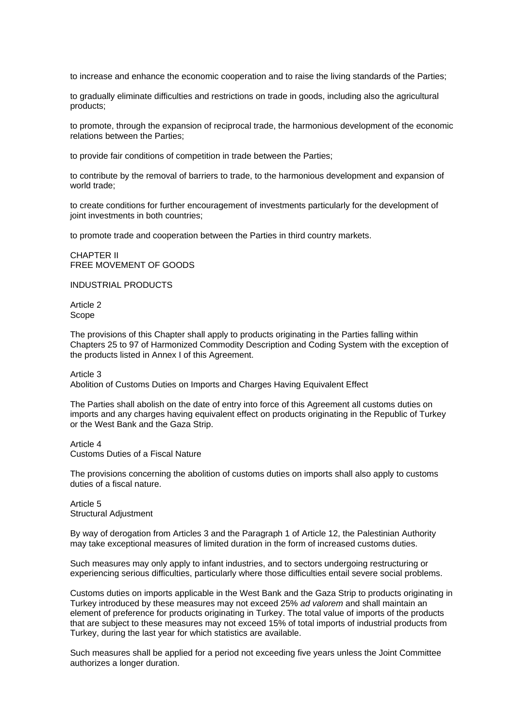to increase and enhance the economic cooperation and to raise the living standards of the Parties;

to gradually eliminate difficulties and restrictions on trade in goods, including also the agricultural products;

to promote, through the expansion of reciprocal trade, the harmonious development of the economic relations between the Parties;

to provide fair conditions of competition in trade between the Parties;

to contribute by the removal of barriers to trade, to the harmonious development and expansion of world trade;

to create conditions for further encouragement of investments particularly for the development of joint investments in both countries;

to promote trade and cooperation between the Parties in third country markets.

## CHAPTER II
## FREE MOVEMENT OF GOODS

### INDUSTRIAL PRODUCTS

#### Article 2
#### Scope

The provisions of this Chapter shall apply to products originating in the Parties falling within Chapters 25 to 97 of Harmonized Commodity Description and Coding System with the exception of the products listed in Annex I of this Agreement.

#### Article 3
#### Abolition of Customs Duties on Imports and Charges Having Equivalent Effect

The Parties shall abolish on the date of entry into force of this Agreement all customs duties on imports and any charges having equivalent effect on products originating in the Republic of Turkey or the West Bank and the Gaza Strip.

#### Article 4
#### Customs Duties of a Fiscal Nature

The provisions concerning the abolition of customs duties on imports shall also apply to customs duties of a fiscal nature.

#### Article 5
#### Structural Adjustment

By way of derogation from Articles 3 and the Paragraph 1 of Article 12, the Palestinian Authority may take exceptional measures of limited duration in the form of increased customs duties.

Such measures may only apply to infant industries, and to sectors undergoing restructuring or experiencing serious difficulties, particularly where those difficulties entail severe social problems.

Customs duties on imports applicable in the West Bank and the Gaza Strip to products originating in Turkey introduced by these measures may not exceed 25% *ad valorem* and shall maintain an element of preference for products originating in Turkey. The total value of imports of the products that are subject to these measures may not exceed 15% of total imports of industrial products from Turkey, during the last year for which statistics are available.

Such measures shall be applied for a period not exceeding five years unless the Joint Committee authorizes a longer duration.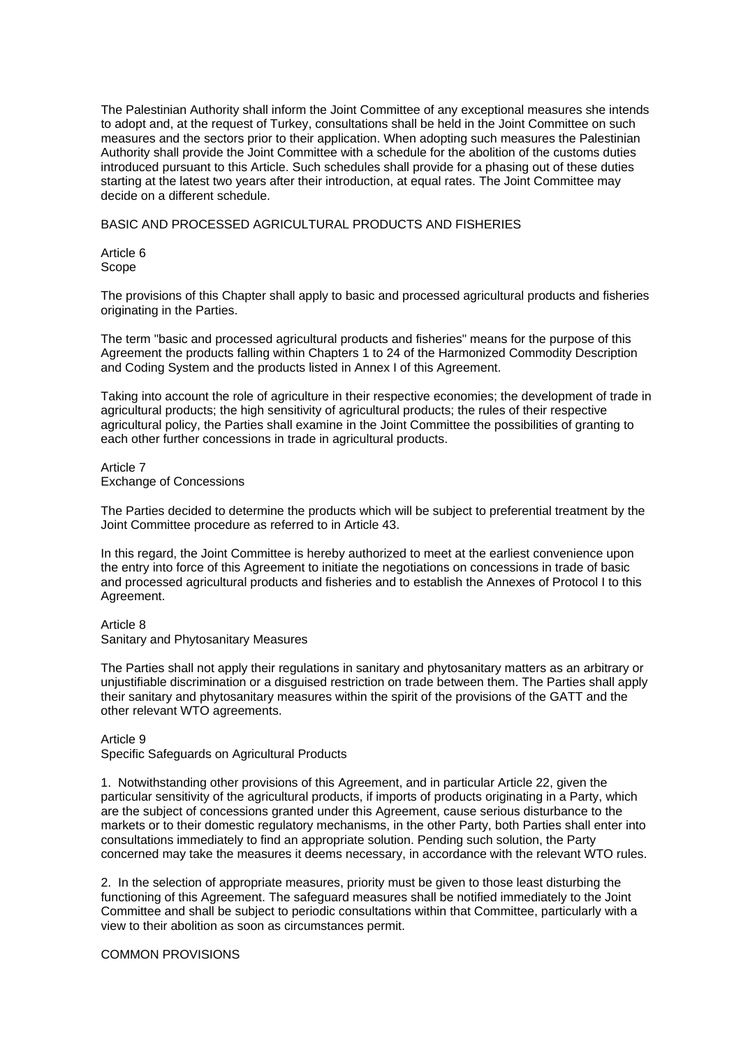The Palestinian Authority shall inform the Joint Committee of any exceptional measures she intends to adopt and, at the request of Turkey, consultations shall be held in the Joint Committee on such measures and the sectors prior to their application. When adopting such measures the Palestinian Authority shall provide the Joint Committee with a schedule for the abolition of the customs duties introduced pursuant to this Article. Such schedules shall provide for a phasing out of these duties starting at the latest two years after their introduction, at equal rates. The Joint Committee may decide on a different schedule.

## BASIC AND PROCESSED AGRICULTURAL PRODUCTS AND FISHERIES

### Article 6
### Scope

The provisions of this Chapter shall apply to basic and processed agricultural products and fisheries originating in the Parties.

The term "basic and processed agricultural products and fisheries" means for the purpose of this Agreement the products falling within Chapters 1 to 24 of the Harmonized Commodity Description and Coding System and the products listed in Annex I of this Agreement.

Taking into account the role of agriculture in their respective economies; the development of trade in agricultural products; the high sensitivity of agricultural products; the rules of their respective agricultural policy, the Parties shall examine in the Joint Committee the possibilities of granting to each other further concessions in trade in agricultural products.

### Article 7
### Exchange of Concessions

The Parties decided to determine the products which will be subject to preferential treatment by the Joint Committee procedure as referred to in Article 43.

In this regard, the Joint Committee is hereby authorized to meet at the earliest convenience upon the entry into force of this Agreement to initiate the negotiations on concessions in trade of basic and processed agricultural products and fisheries and to establish the Annexes of Protocol I to this Agreement.

### Article 8
### Sanitary and Phytosanitary Measures

The Parties shall not apply their regulations in sanitary and phytosanitary matters as an arbitrary or unjustifiable discrimination or a disguised restriction on trade between them. The Parties shall apply their sanitary and phytosanitary measures within the spirit of the provisions of the GATT and the other relevant WTO agreements.

### Article 9
### Specific Safeguards on Agricultural Products

1. Notwithstanding other provisions of this Agreement, and in particular Article 22, given the particular sensitivity of the agricultural products, if imports of products originating in a Party, which are the subject of concessions granted under this Agreement, cause serious disturbance to the markets or to their domestic regulatory mechanisms, in the other Party, both Parties shall enter into consultations immediately to find an appropriate solution. Pending such solution, the Party concerned may take the measures it deems necessary, in accordance with the relevant WTO rules.

2. In the selection of appropriate measures, priority must be given to those least disturbing the functioning of this Agreement. The safeguard measures shall be notified immediately to the Joint Committee and shall be subject to periodic consultations within that Committee, particularly with a view to their abolition as soon as circumstances permit.

## COMMON PROVISIONS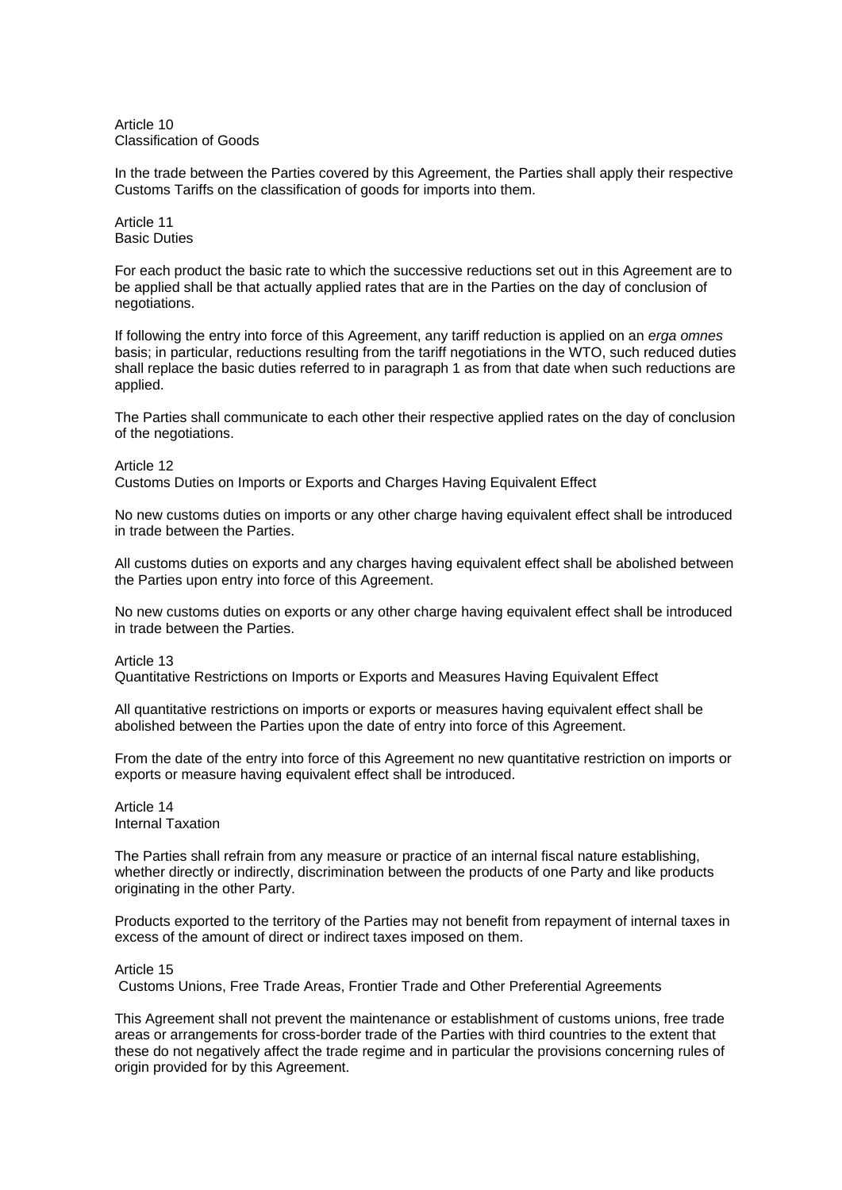Article 10
Classification of Goods

In the trade between the Parties covered by this Agreement, the Parties shall apply their respective Customs Tariffs on the classification of goods for imports into them.

Article 11
Basic Duties

For each product the basic rate to which the successive reductions set out in this Agreement are to be applied shall be that actually applied rates that are in the Parties on the day of conclusion of negotiations.

If following the entry into force of this Agreement, any tariff reduction is applied on an *erga omnes* basis; in particular, reductions resulting from the tariff negotiations in the WTO, such reduced duties shall replace the basic duties referred to in paragraph 1 as from that date when such reductions are applied.

The Parties shall communicate to each other their respective applied rates on the day of conclusion of the negotiations.

Article 12
Customs Duties on Imports or Exports and Charges Having Equivalent Effect

No new customs duties on imports or any other charge having equivalent effect shall be introduced in trade between the Parties.

All customs duties on exports and any charges having equivalent effect shall be abolished between the Parties upon entry into force of this Agreement.

No new customs duties on exports or any other charge having equivalent effect shall be introduced in trade between the Parties.

Article 13
Quantitative Restrictions on Imports or Exports and Measures Having Equivalent Effect

All quantitative restrictions on imports or exports or measures having equivalent effect shall be abolished between the Parties upon the date of entry into force of this Agreement.

From the date of the entry into force of this Agreement no new quantitative restriction on imports or exports or measure having equivalent effect shall be introduced.

Article 14
Internal Taxation

The Parties shall refrain from any measure or practice of an internal fiscal nature establishing, whether directly or indirectly, discrimination between the products of one Party and like products originating in the other Party.

Products exported to the territory of the Parties may not benefit from repayment of internal taxes in excess of the amount of direct or indirect taxes imposed on them.

Article 15
Customs Unions, Free Trade Areas, Frontier Trade and Other Preferential Agreements

This Agreement shall not prevent the maintenance or establishment of customs unions, free trade areas or arrangements for cross-border trade of the Parties with third countries to the extent that these do not negatively affect the trade regime and in particular the provisions concerning rules of origin provided for by this Agreement.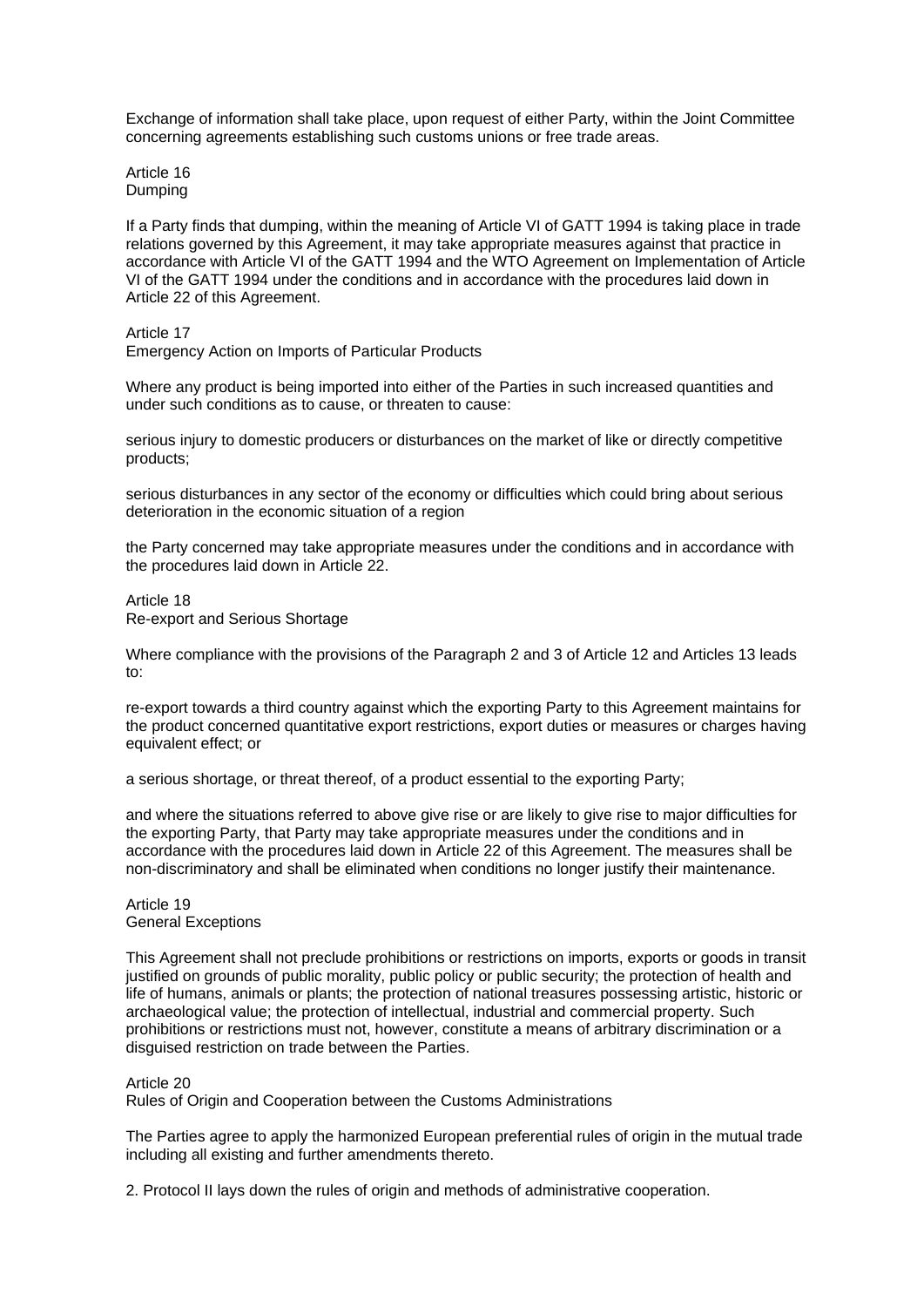Exchange of information shall take place, upon request of either Party, within the Joint Committee concerning agreements establishing such customs unions or free trade areas.

Article 16
Dumping

If a Party finds that dumping, within the meaning of Article VI of GATT 1994 is taking place in trade relations governed by this Agreement, it may take appropriate measures against that practice in accordance with Article VI of the GATT 1994 and the WTO Agreement on Implementation of Article VI of the GATT 1994 under the conditions and in accordance with the procedures laid down in Article 22 of this Agreement.

Article 17
Emergency Action on Imports of Particular Products

Where any product is being imported into either of the Parties in such increased quantities and under such conditions as to cause, or threaten to cause:

serious injury to domestic producers or disturbances on the market of like or directly competitive products;

serious disturbances in any sector of the economy or difficulties which could bring about serious deterioration in the economic situation of a region

the Party concerned may take appropriate measures under the conditions and in accordance with the procedures laid down in Article 22.

Article 18
Re-export and Serious Shortage

Where compliance with the provisions of the Paragraph 2 and 3 of Article 12 and Articles 13 leads to:

re-export towards a third country against which the exporting Party to this Agreement maintains for the product concerned quantitative export restrictions, export duties or measures or charges having equivalent effect; or

a serious shortage, or threat thereof, of a product essential to the exporting Party;

and where the situations referred to above give rise or are likely to give rise to major difficulties for the exporting Party, that Party may take appropriate measures under the conditions and in accordance with the procedures laid down in Article 22 of this Agreement. The measures shall be non-discriminatory and shall be eliminated when conditions no longer justify their maintenance.

Article 19
General Exceptions

This Agreement shall not preclude prohibitions or restrictions on imports, exports or goods in transit justified on grounds of public morality, public policy or public security; the protection of health and life of humans, animals or plants; the protection of national treasures possessing artistic, historic or archaeological value; the protection of intellectual, industrial and commercial property. Such prohibitions or restrictions must not, however, constitute a means of arbitrary discrimination or a disguised restriction on trade between the Parties.

Article 20
Rules of Origin and Cooperation between the Customs Administrations

The Parties agree to apply the harmonized European preferential rules of origin in the mutual trade including all existing and further amendments thereto.

2. Protocol II lays down the rules of origin and methods of administrative cooperation.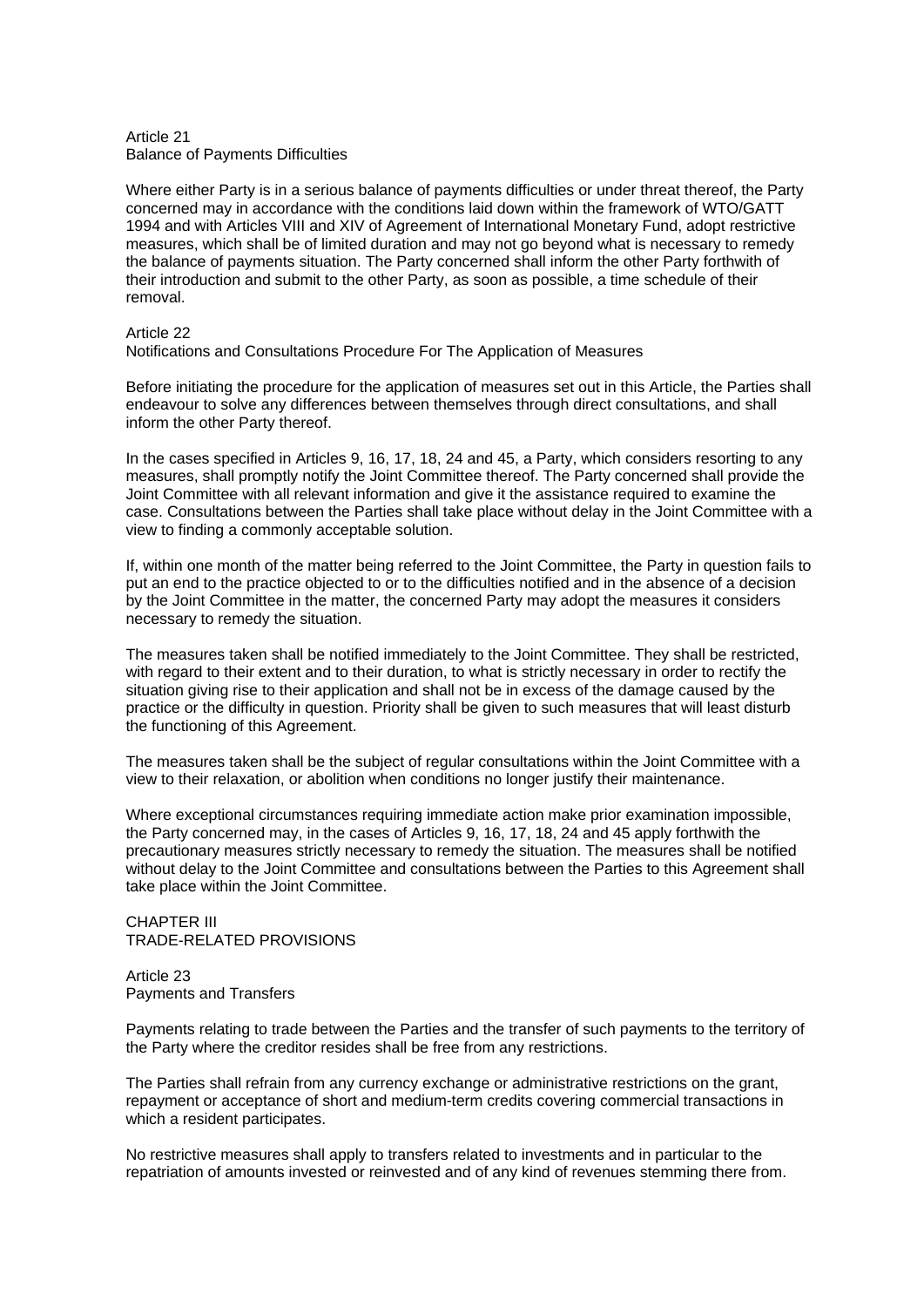## Article 21
### Balance of Payments Difficulties

Where either Party is in a serious balance of payments difficulties or under threat thereof, the Party concerned may in accordance with the conditions laid down within the framework of WTO/GATT 1994 and with Articles VIII and XIV of Agreement of International Monetary Fund, adopt restrictive measures, which shall be of limited duration and may not go beyond what is necessary to remedy the balance of payments situation. The Party concerned shall inform the other Party forthwith of their introduction and submit to the other Party, as soon as possible, a time schedule of their removal.

## Article 22
### Notifications and Consultations Procedure For The Application of Measures

Before initiating the procedure for the application of measures set out in this Article, the Parties shall endeavour to solve any differences between themselves through direct consultations, and shall inform the other Party thereof.

In the cases specified in Articles 9, 16, 17, 18, 24 and 45, a Party, which considers resorting to any measures, shall promptly notify the Joint Committee thereof. The Party concerned shall provide the Joint Committee with all relevant information and give it the assistance required to examine the case. Consultations between the Parties shall take place without delay in the Joint Committee with a view to finding a commonly acceptable solution.

If, within one month of the matter being referred to the Joint Committee, the Party in question fails to put an end to the practice objected to or to the difficulties notified and in the absence of a decision by the Joint Committee in the matter, the concerned Party may adopt the measures it considers necessary to remedy the situation.

The measures taken shall be notified immediately to the Joint Committee. They shall be restricted, with regard to their extent and to their duration, to what is strictly necessary in order to rectify the situation giving rise to their application and shall not be in excess of the damage caused by the practice or the difficulty in question. Priority shall be given to such measures that will least disturb the functioning of this Agreement.

The measures taken shall be the subject of regular consultations within the Joint Committee with a view to their relaxation, or abolition when conditions no longer justify their maintenance.

Where exceptional circumstances requiring immediate action make prior examination impossible, the Party concerned may, in the cases of Articles 9, 16, 17, 18, 24 and 45 apply forthwith the precautionary measures strictly necessary to remedy the situation. The measures shall be notified without delay to the Joint Committee and consultations between the Parties to this Agreement shall take place within the Joint Committee.

# CHAPTER III
# TRADE-RELATED PROVISIONS

## Article 23
### Payments and Transfers

Payments relating to trade between the Parties and the transfer of such payments to the territory of the Party where the creditor resides shall be free from any restrictions.

The Parties shall refrain from any currency exchange or administrative restrictions on the grant, repayment or acceptance of short and medium-term credits covering commercial transactions in which a resident participates.

No restrictive measures shall apply to transfers related to investments and in particular to the repatriation of amounts invested or reinvested and of any kind of revenues stemming there from.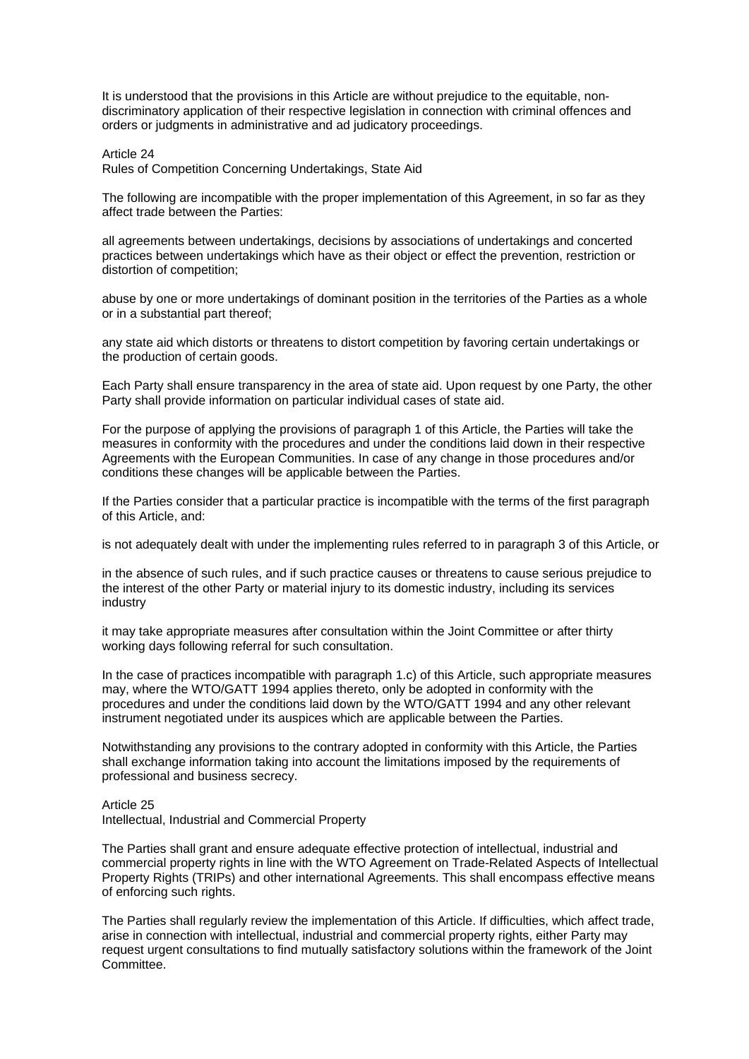It is understood that the provisions in this Article are without prejudice to the equitable, non-discriminatory application of their respective legislation in connection with criminal offences and orders or judgments in administrative and ad judicatory proceedings.

Article 24
Rules of Competition Concerning Undertakings, State Aid

The following are incompatible with the proper implementation of this Agreement, in so far as they affect trade between the Parties:

all agreements between undertakings, decisions by associations of undertakings and concerted practices between undertakings which have as their object or effect the prevention, restriction or distortion of competition;

abuse by one or more undertakings of dominant position in the territories of the Parties as a whole or in a substantial part thereof;

any state aid which distorts or threatens to distort competition by favoring certain undertakings or the production of certain goods.

Each Party shall ensure transparency in the area of state aid. Upon request by one Party, the other Party shall provide information on particular individual cases of state aid.

For the purpose of applying the provisions of paragraph 1 of this Article, the Parties will take the measures in conformity with the procedures and under the conditions laid down in their respective Agreements with the European Communities. In case of any change in those procedures and/or conditions these changes will be applicable between the Parties.

If the Parties consider that a particular practice is incompatible with the terms of the first paragraph of this Article, and:

is not adequately dealt with under the implementing rules referred to in paragraph 3 of this Article, or

in the absence of such rules, and if such practice causes or threatens to cause serious prejudice to the interest of the other Party or material injury to its domestic industry, including its services industry

it may take appropriate measures after consultation within the Joint Committee or after thirty working days following referral for such consultation.

In the case of practices incompatible with paragraph 1.c) of this Article, such appropriate measures may, where the WTO/GATT 1994 applies thereto, only be adopted in conformity with the procedures and under the conditions laid down by the WTO/GATT 1994 and any other relevant instrument negotiated under its auspices which are applicable between the Parties.

Notwithstanding any provisions to the contrary adopted in conformity with this Article, the Parties shall exchange information taking into account the limitations imposed by the requirements of professional and business secrecy.

Article 25
Intellectual, Industrial and Commercial Property

The Parties shall grant and ensure adequate effective protection of intellectual, industrial and commercial property rights in line with the WTO Agreement on Trade-Related Aspects of Intellectual Property Rights (TRIPs) and other international Agreements. This shall encompass effective means of enforcing such rights.

The Parties shall regularly review the implementation of this Article. If difficulties, which affect trade, arise in connection with intellectual, industrial and commercial property rights, either Party may request urgent consultations to find mutually satisfactory solutions within the framework of the Joint Committee.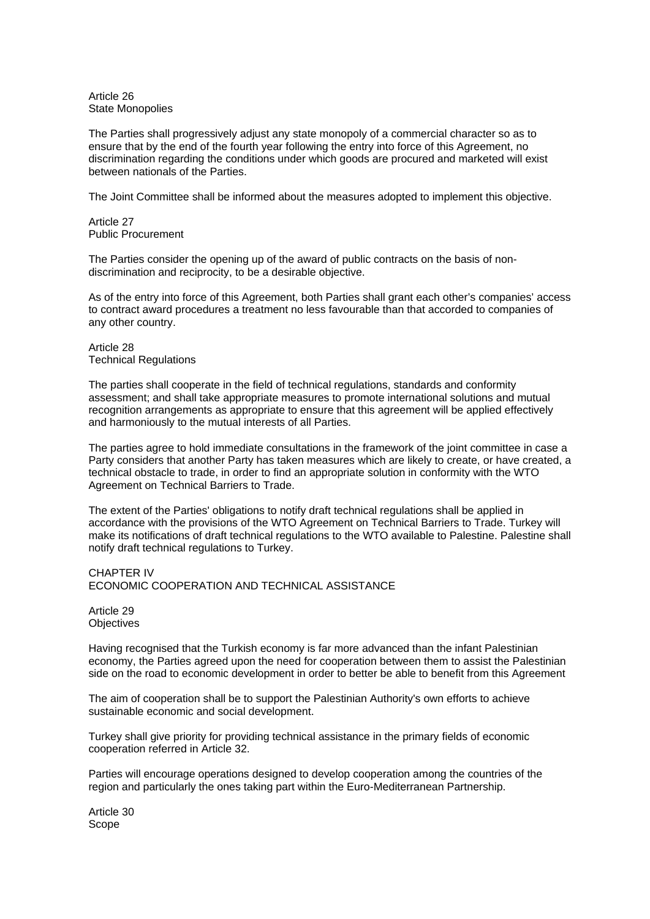## Article 26
### State Monopolies

The Parties shall progressively adjust any state monopoly of a commercial character so as to ensure that by the end of the fourth year following the entry into force of this Agreement, no discrimination regarding the conditions under which goods are procured and marketed will exist between nationals of the Parties.

The Joint Committee shall be informed about the measures adopted to implement this objective.

## Article 27
### Public Procurement

The Parties consider the opening up of the award of public contracts on the basis of non-discrimination and reciprocity, to be a desirable objective.

As of the entry into force of this Agreement, both Parties shall grant each other's companies' access to contract award procedures a treatment no less favourable than that accorded to companies of any other country.

## Article 28
### Technical Regulations

The parties shall cooperate in the field of technical regulations, standards and conformity assessment; and shall take appropriate measures to promote international solutions and mutual recognition arrangements as appropriate to ensure that this agreement will be applied effectively and harmoniously to the mutual interests of all Parties.

The parties agree to hold immediate consultations in the framework of the joint committee in case a Party considers that another Party has taken measures which are likely to create, or have created, a technical obstacle to trade, in order to find an appropriate solution in conformity with the WTO Agreement on Technical Barriers to Trade.

The extent of the Parties' obligations to notify draft technical regulations shall be applied in accordance with the provisions of the WTO Agreement on Technical Barriers to Trade. Turkey will make its notifications of draft technical regulations to the WTO available to Palestine. Palestine shall notify draft technical regulations to Turkey.

# CHAPTER IV
# ECONOMIC COOPERATION AND TECHNICAL ASSISTANCE

## Article 29
### Objectives

Having recognised that the Turkish economy is far more advanced than the infant Palestinian economy, the Parties agreed upon the need for cooperation between them to assist the Palestinian side on the road to economic development in order to better be able to benefit from this Agreement

The aim of cooperation shall be to support the Palestinian Authority's own efforts to achieve sustainable economic and social development.

Turkey shall give priority for providing technical assistance in the primary fields of economic cooperation referred in Article 32.

Parties will encourage operations designed to develop cooperation among the countries of the region and particularly the ones taking part within the Euro-Mediterranean Partnership.

## Article 30
### Scope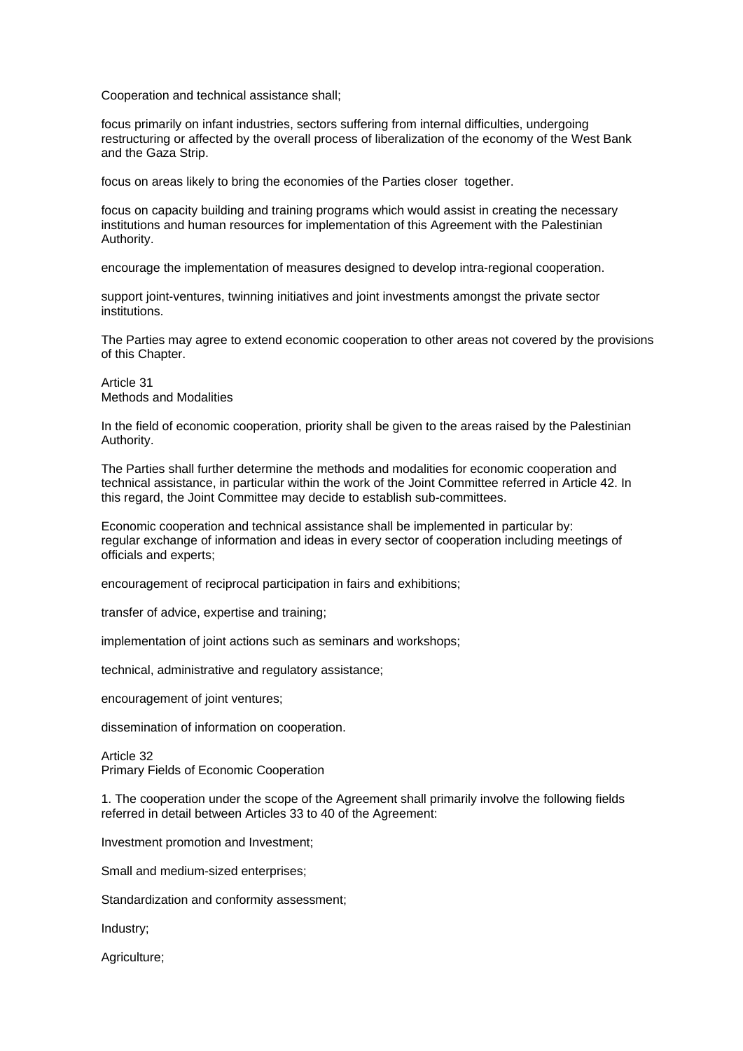Cooperation and technical assistance shall;

focus primarily on infant industries, sectors suffering from internal difficulties, undergoing restructuring or affected by the overall process of liberalization of the economy of the West Bank and the Gaza Strip.

focus on areas likely to bring the economies of the Parties closer together.

focus on capacity building and training programs which would assist in creating the necessary institutions and human resources for implementation of this Agreement with the Palestinian Authority.

encourage the implementation of measures designed to develop intra-regional cooperation.

support joint-ventures, twinning initiatives and joint investments amongst the private sector institutions.

The Parties may agree to extend economic cooperation to other areas not covered by the provisions of this Chapter.

Article 31
Methods and Modalities

In the field of economic cooperation, priority shall be given to the areas raised by the Palestinian Authority.

The Parties shall further determine the methods and modalities for economic cooperation and technical assistance, in particular within the work of the Joint Committee referred in Article 42. In this regard, the Joint Committee may decide to establish sub-committees.

Economic cooperation and technical assistance shall be implemented in particular by:
regular exchange of information and ideas in every sector of cooperation including meetings of officials and experts;

encouragement of reciprocal participation in fairs and exhibitions;

transfer of advice, expertise and training;

implementation of joint actions such as seminars and workshops;

technical, administrative and regulatory assistance;

encouragement of joint ventures;

dissemination of information on cooperation.

Article 32
Primary Fields of Economic Cooperation

1. The cooperation under the scope of the Agreement shall primarily involve the following fields referred in detail between Articles 33 to 40 of the Agreement:

Investment promotion and Investment;

Small and medium-sized enterprises;

Standardization and conformity assessment;

Industry;

Agriculture;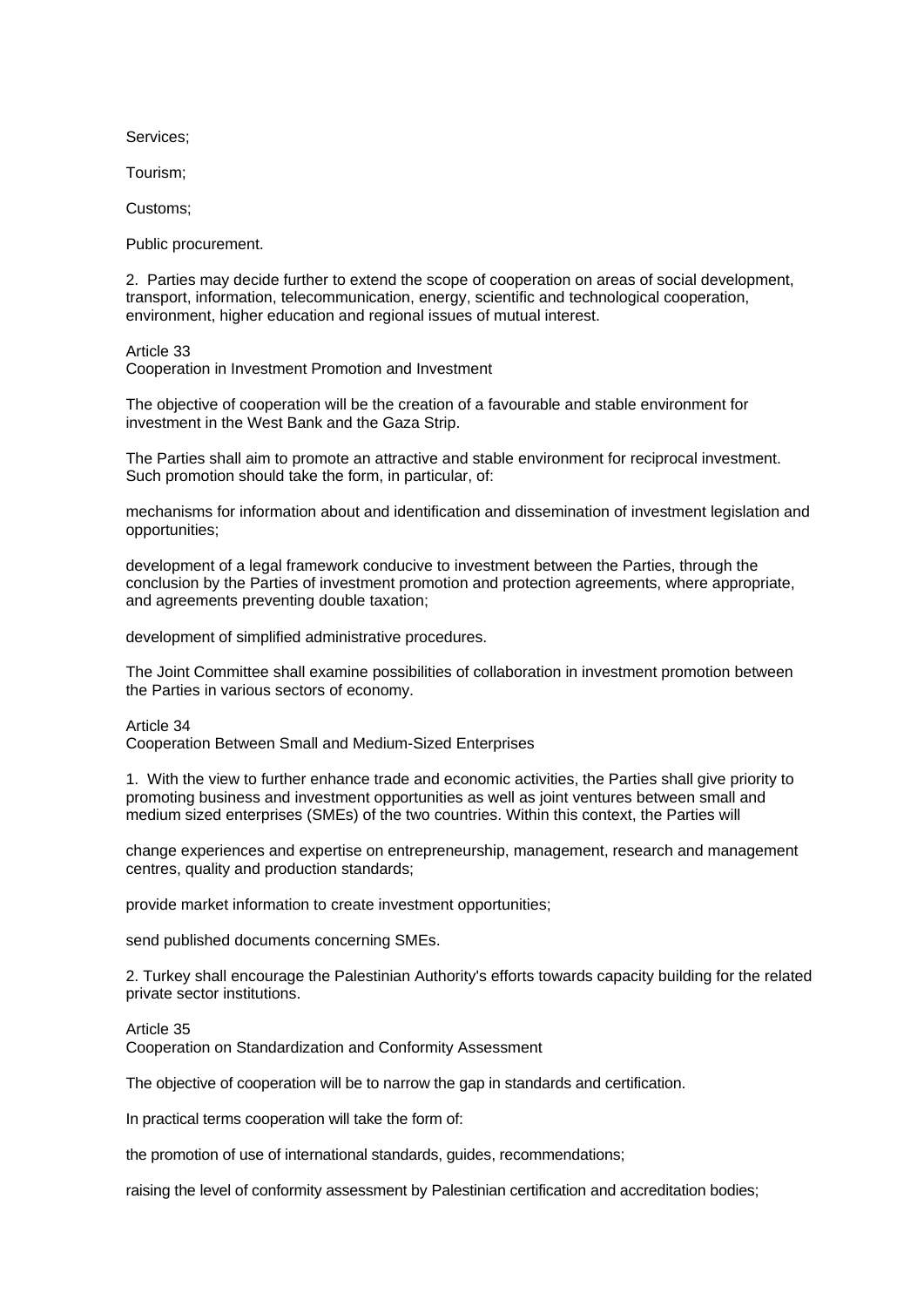Services;

Tourism;

Customs;

Public procurement.

2. Parties may decide further to extend the scope of cooperation on areas of social development, transport, information, telecommunication, energy, scientific and technological cooperation, environment, higher education and regional issues of mutual interest.

Article 33
Cooperation in Investment Promotion and Investment

The objective of cooperation will be the creation of a favourable and stable environment for investment in the West Bank and the Gaza Strip.

The Parties shall aim to promote an attractive and stable environment for reciprocal investment. Such promotion should take the form, in particular, of:

mechanisms for information about and identification and dissemination of investment legislation and opportunities;

development of a legal framework conducive to investment between the Parties, through the conclusion by the Parties of investment promotion and protection agreements, where appropriate, and agreements preventing double taxation;

development of simplified administrative procedures.

The Joint Committee shall examine possibilities of collaboration in investment promotion between the Parties in various sectors of economy.

Article 34
Cooperation Between Small and Medium-Sized Enterprises

1. With the view to further enhance trade and economic activities, the Parties shall give priority to promoting business and investment opportunities as well as joint ventures between small and medium sized enterprises (SMEs) of the two countries. Within this context, the Parties will

change experiences and expertise on entrepreneurship, management, research and management centres, quality and production standards;

provide market information to create investment opportunities;

send published documents concerning SMEs.

2. Turkey shall encourage the Palestinian Authority's efforts towards capacity building for the related private sector institutions.

Article 35
Cooperation on Standardization and Conformity Assessment

The objective of cooperation will be to narrow the gap in standards and certification.

In practical terms cooperation will take the form of:

the promotion of use of international standards, guides, recommendations;

raising the level of conformity assessment by Palestinian certification and accreditation bodies;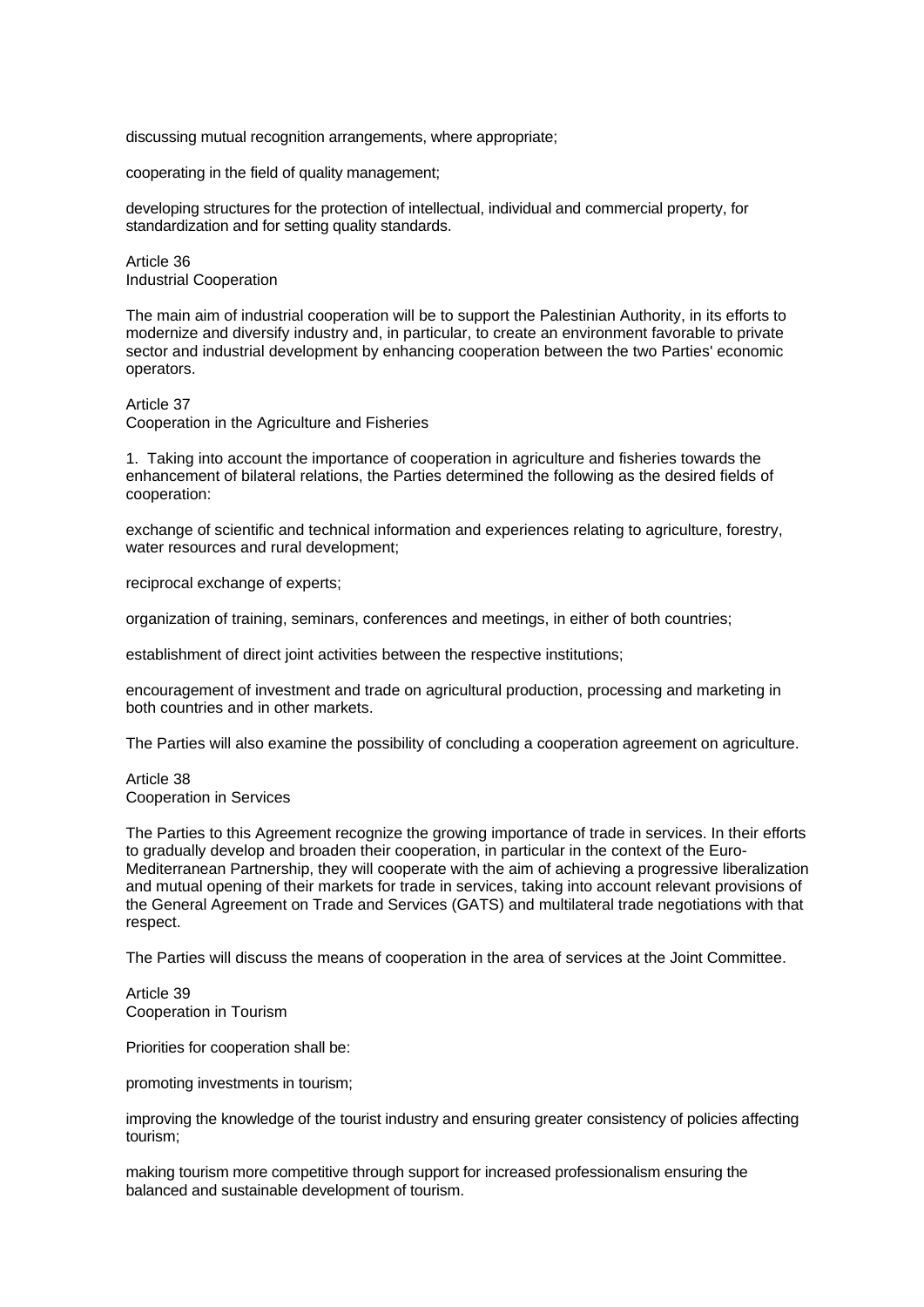discussing mutual recognition arrangements, where appropriate;

cooperating in the field of quality management;

developing structures for the protection of intellectual, individual and commercial property, for standardization and for setting quality standards.

Article 36
Industrial Cooperation

The main aim of industrial cooperation will be to support the Palestinian Authority, in its efforts to modernize and diversify industry and, in particular, to create an environment favorable to private sector and industrial development by enhancing cooperation between the two Parties' economic operators.

Article 37
Cooperation in the Agriculture and Fisheries

1. Taking into account the importance of cooperation in agriculture and fisheries towards the enhancement of bilateral relations, the Parties determined the following as the desired fields of cooperation:

exchange of scientific and technical information and experiences relating to agriculture, forestry, water resources and rural development;

reciprocal exchange of experts;

organization of training, seminars, conferences and meetings, in either of both countries;

establishment of direct joint activities between the respective institutions;

encouragement of investment and trade on agricultural production, processing and marketing in both countries and in other markets.

The Parties will also examine the possibility of concluding a cooperation agreement on agriculture.

Article 38
Cooperation in Services

The Parties to this Agreement recognize the growing importance of trade in services. In their efforts to gradually develop and broaden their cooperation, in particular in the context of the Euro-Mediterranean Partnership, they will cooperate with the aim of achieving a progressive liberalization and mutual opening of their markets for trade in services, taking into account relevant provisions of the General Agreement on Trade and Services (GATS) and multilateral trade negotiations with that respect.

The Parties will discuss the means of cooperation in the area of services at the Joint Committee.

Article 39
Cooperation in Tourism

Priorities for cooperation shall be:

promoting investments in tourism;

improving the knowledge of the tourist industry and ensuring greater consistency of policies affecting tourism;

making tourism more competitive through support for increased professionalism ensuring the balanced and sustainable development of tourism.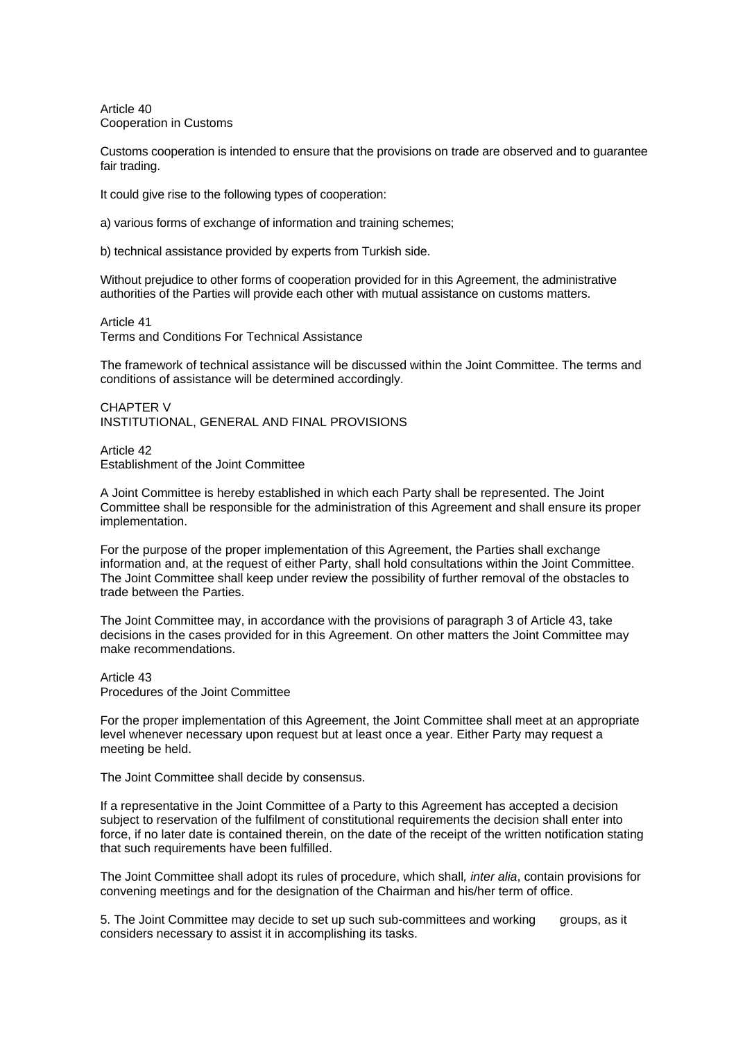Article 40
Cooperation in Customs

Customs cooperation is intended to ensure that the provisions on trade are observed and to guarantee fair trading.

It could give rise to the following types of cooperation:

a) various forms of exchange of information and training schemes;

b) technical assistance provided by experts from Turkish side.

Without prejudice to other forms of cooperation provided for in this Agreement, the administrative authorities of the Parties will provide each other with mutual assistance on customs matters.

Article 41
Terms and Conditions For Technical Assistance

The framework of technical assistance will be discussed within the Joint Committee. The terms and conditions of assistance will be determined accordingly.

CHAPTER V
INSTITUTIONAL, GENERAL AND FINAL PROVISIONS

Article 42
Establishment of the Joint Committee

A Joint Committee is hereby established in which each Party shall be represented. The Joint Committee shall be responsible for the administration of this Agreement and shall ensure its proper implementation.

For the purpose of the proper implementation of this Agreement, the Parties shall exchange information and, at the request of either Party, shall hold consultations within the Joint Committee. The Joint Committee shall keep under review the possibility of further removal of the obstacles to trade between the Parties.

The Joint Committee may, in accordance with the provisions of paragraph 3 of Article 43, take decisions in the cases provided for in this Agreement. On other matters the Joint Committee may make recommendations.

Article 43
Procedures of the Joint Committee

For the proper implementation of this Agreement, the Joint Committee shall meet at an appropriate level whenever necessary upon request but at least once a year. Either Party may request a meeting be held.

The Joint Committee shall decide by consensus.

If a representative in the Joint Committee of a Party to this Agreement has accepted a decision subject to reservation of the fulfilment of constitutional requirements the decision shall enter into force, if no later date is contained therein, on the date of the receipt of the written notification stating that such requirements have been fulfilled.

The Joint Committee shall adopt its rules of procedure, which shall*, inter alia*, contain provisions for convening meetings and for the designation of the Chairman and his/her term of office.

5. The Joint Committee may decide to set up such sub-committees and working groups, as it considers necessary to assist it in accomplishing its tasks.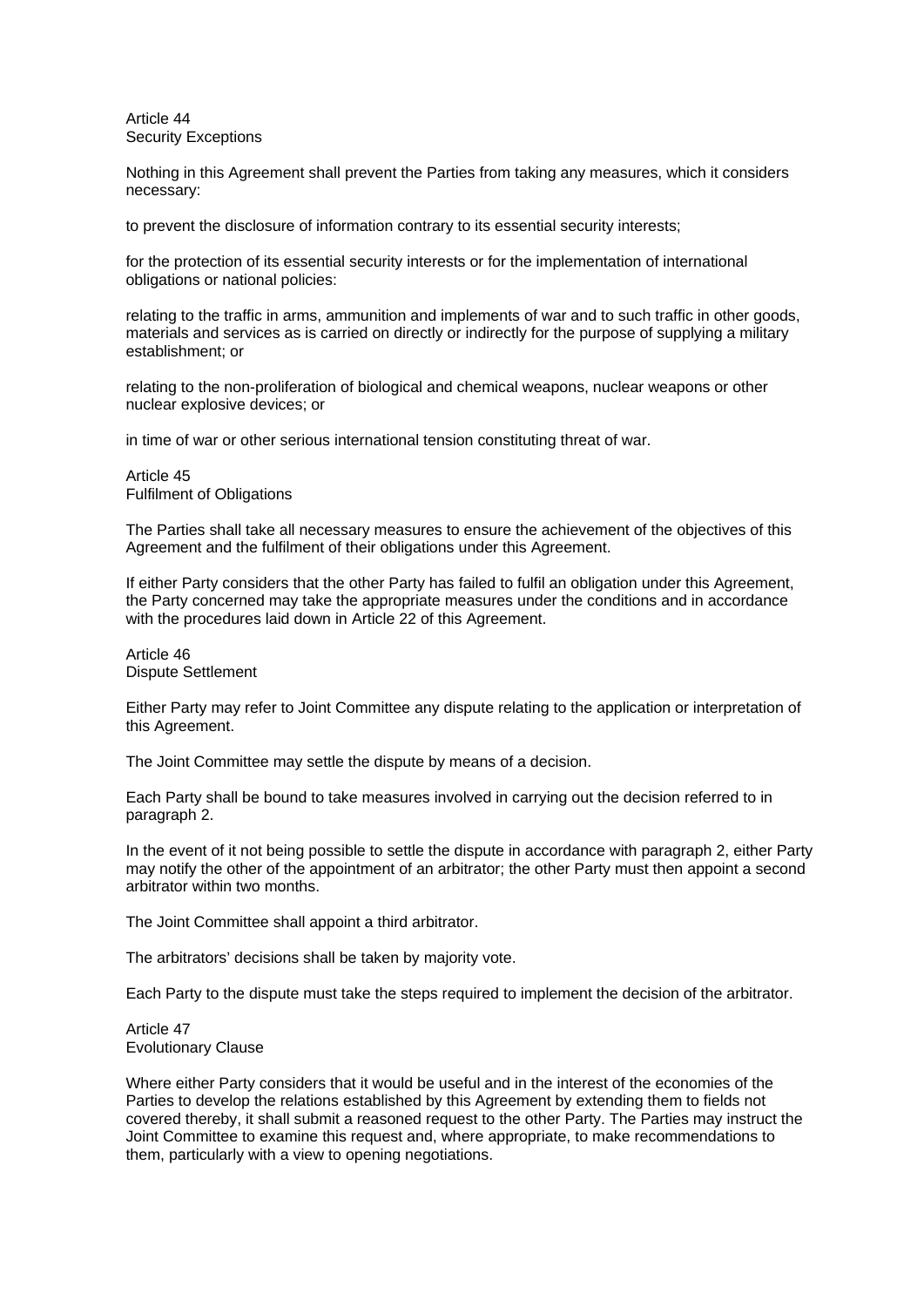Article 44
Security Exceptions

Nothing in this Agreement shall prevent the Parties from taking any measures, which it considers necessary:

to prevent the disclosure of information contrary to its essential security interests;

for the protection of its essential security interests or for the implementation of international obligations or national policies:

relating to the traffic in arms, ammunition and implements of war and to such traffic in other goods, materials and services as is carried on directly or indirectly for the purpose of supplying a military establishment; or

relating to the non-proliferation of biological and chemical weapons, nuclear weapons or other nuclear explosive devices; or

in time of war or other serious international tension constituting threat of war.

Article 45
Fulfilment of Obligations

The Parties shall take all necessary measures to ensure the achievement of the objectives of this Agreement and the fulfilment of their obligations under this Agreement.

If either Party considers that the other Party has failed to fulfil an obligation under this Agreement, the Party concerned may take the appropriate measures under the conditions and in accordance with the procedures laid down in Article 22 of this Agreement.

Article 46
Dispute Settlement

Either Party may refer to Joint Committee any dispute relating to the application or interpretation of this Agreement.

The Joint Committee may settle the dispute by means of a decision.

Each Party shall be bound to take measures involved in carrying out the decision referred to in paragraph 2.

In the event of it not being possible to settle the dispute in accordance with paragraph 2, either Party may notify the other of the appointment of an arbitrator; the other Party must then appoint a second arbitrator within two months.

The Joint Committee shall appoint a third arbitrator.

The arbitrators' decisions shall be taken by majority vote.

Each Party to the dispute must take the steps required to implement the decision of the arbitrator.

Article 47
Evolutionary Clause

Where either Party considers that it would be useful and in the interest of the economies of the Parties to develop the relations established by this Agreement by extending them to fields not covered thereby, it shall submit a reasoned request to the other Party. The Parties may instruct the Joint Committee to examine this request and, where appropriate, to make recommendations to them, particularly with a view to opening negotiations.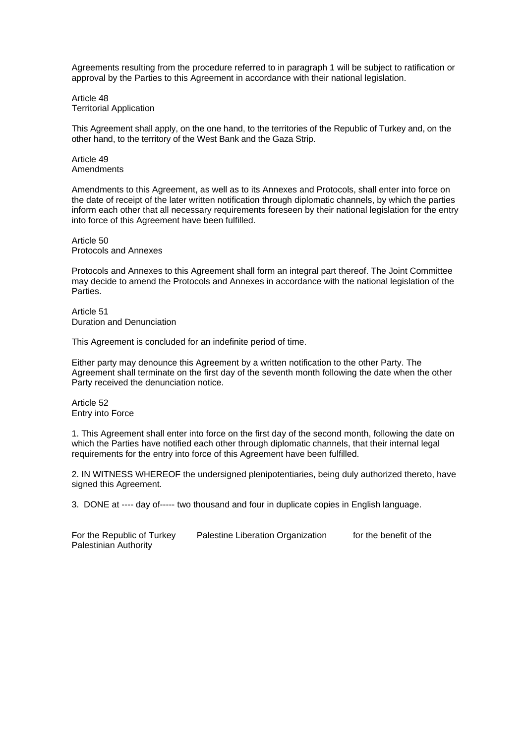Agreements resulting from the procedure referred to in paragraph 1 will be subject to ratification or approval by the Parties to this Agreement in accordance with their national legislation.

Article 48
Territorial Application

This Agreement shall apply, on the one hand, to the territories of the Republic of Turkey and, on the other hand, to the territory of the West Bank and the Gaza Strip.

Article 49
Amendments

Amendments to this Agreement, as well as to its Annexes and Protocols, shall enter into force on the date of receipt of the later written notification through diplomatic channels, by which the parties inform each other that all necessary requirements foreseen by their national legislation for the entry into force of this Agreement have been fulfilled.

Article 50
Protocols and Annexes

Protocols and Annexes to this Agreement shall form an integral part thereof. The Joint Committee may decide to amend the Protocols and Annexes in accordance with the national legislation of the Parties.

Article 51
Duration and Denunciation

This Agreement is concluded for an indefinite period of time.

Either party may denounce this Agreement by a written notification to the other Party. The Agreement shall terminate on the first day of the seventh month following the date when the other Party received the denunciation notice.

Article 52
Entry into Force

1. This Agreement shall enter into force on the first day of the second month, following the date on which the Parties have notified each other through diplomatic channels, that their internal legal requirements for the entry into force of this Agreement have been fulfilled.

2. IN WITNESS WHEREOF the undersigned plenipotentiaries, being duly authorized thereto, have signed this Agreement.

3. DONE at ---- day of----- two thousand and four in duplicate copies in English language.

For the Republic of Turkey        Palestine Liberation Organization for the benefit of the Palestinian Authority